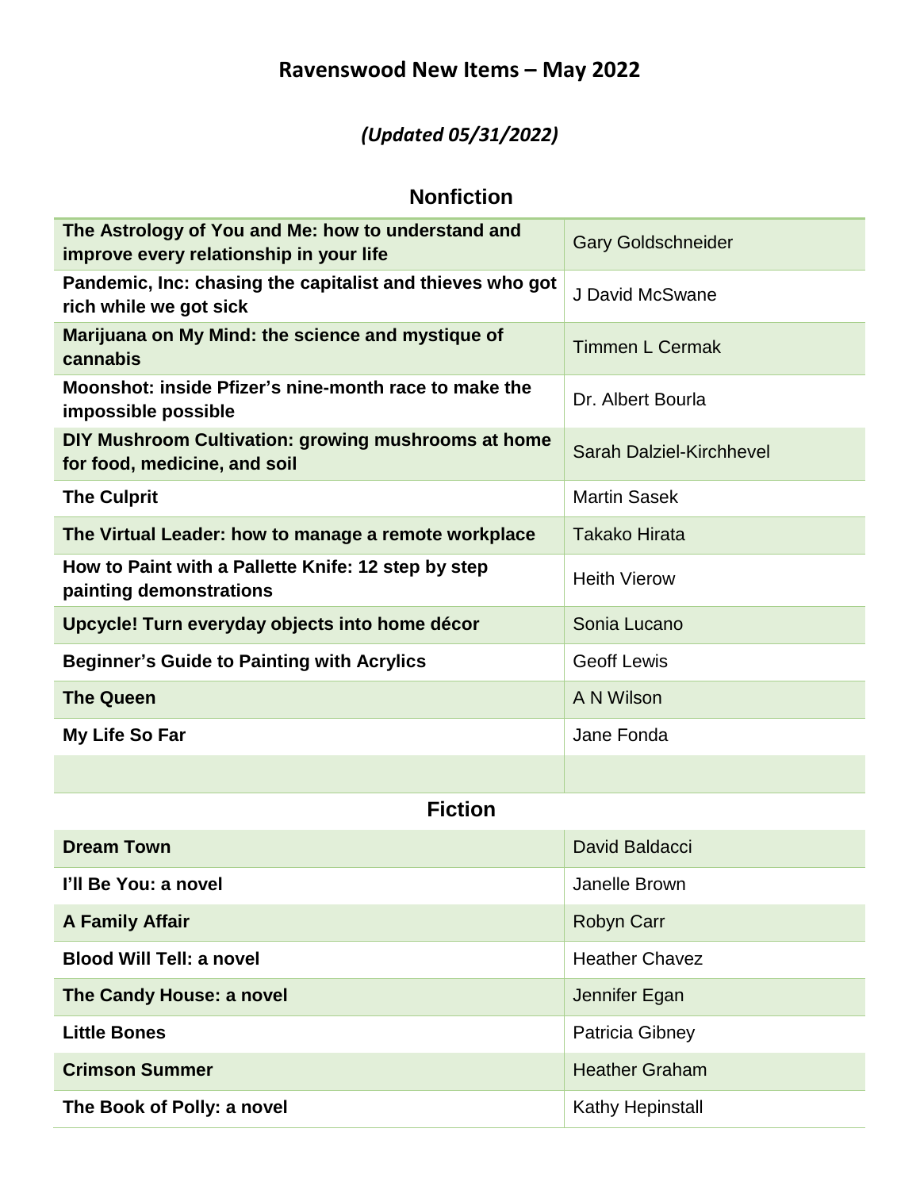# Ravenswood New Items – May 2022

***(Updated 05/31/2022)***

## Nonfiction

| Title | Author |
|---|---|
| **The Astrology of You and Me: how to understand and improve every relationship in your life** | Gary Goldschneider |
| **Pandemic, Inc: chasing the capitalist and thieves who got rich while we got sick** | J David McSwane |
| **Marijuana on My Mind: the science and mystique of cannabis** | Timmen L Cermak |
| **Moonshot: inside Pfizer's nine-month race to make the impossible possible** | Dr. Albert Bourla |
| **DIY Mushroom Cultivation: growing mushrooms at home for food, medicine, and soil** | Sarah Dalziel-Kirchhevel |
| **The Culprit** | Martin Sasek |
| **The Virtual Leader: how to manage a remote workplace** | Takako Hirata |
| **How to Paint with a Pallette Knife: 12 step by step painting demonstrations** | Heith Vierow |
| **Upcycle! Turn everyday objects into home décor** | Sonia Lucano |
| **Beginner's Guide to Painting with Acrylics** | Geoff Lewis |
| **The Queen** | A N Wilson |
| **My Life So Far** | Jane Fonda |
| | |

## Fiction

| Title | Author |
|---|---|
| **Dream Town** | David Baldacci |
| **I'll Be You: a novel** | Janelle Brown |
| **A Family Affair** | Robyn Carr |
| **Blood Will Tell: a novel** | Heather Chavez |
| **The Candy House: a novel** | Jennifer Egan |
| **Little Bones** | Patricia Gibney |
| **Crimson Summer** | Heather Graham |
| **The Book of Polly: a novel** | Kathy Hepinstall |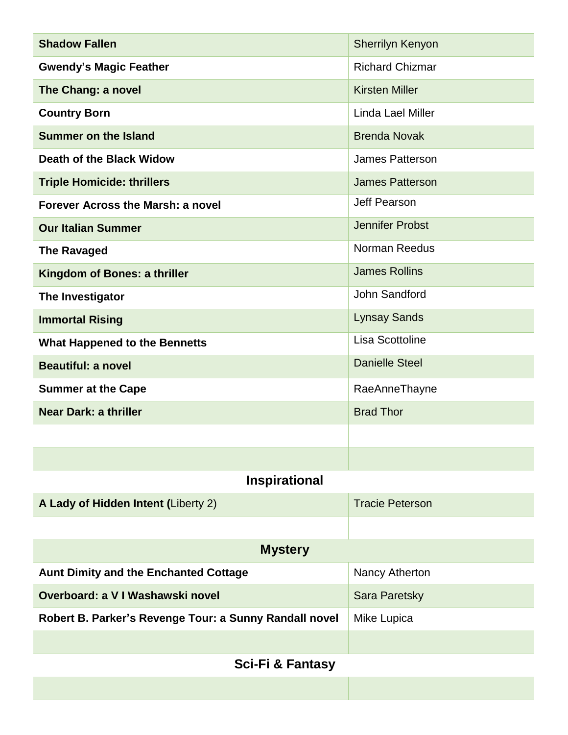| | |
|---|---|
| **Shadow Fallen** | Sherrilyn Kenyon |
| **Gwendy's Magic Feather** | Richard Chizmar |
| **The Chang: a novel** | Kirsten Miller |
| **Country Born** | Linda Lael Miller |
| **Summer on the Island** | Brenda Novak |
| **Death of the Black Widow** | James Patterson |
| **Triple Homicide: thrillers** | James Patterson |
| **Forever Across the Marsh: a novel** | Jeff Pearson |
| **Our Italian Summer** | Jennifer Probst |
| **The Ravaged** | Norman Reedus |
| **Kingdom of Bones: a thriller** | James Rollins |
| **The Investigator** | John Sandford |
| **Immortal Rising** | Lynsay Sands |
| **What Happened to the Bennetts** | Lisa Scottoline |
| **Beautiful: a novel** | Danielle Steel |
| **Summer at the Cape** | RaeAnneThayne |
| **Near Dark: a thriller** | Brad Thor |
| | |
| | |

## Inspirational

| | |
|---|---|
| **A Lady of Hidden Intent (**Liberty 2) | Tracie Peterson |
| | |

## Mystery

| | |
|---|---|
| **Aunt Dimity and the Enchanted Cottage** | Nancy Atherton |
| **Overboard: a V I Washawski novel** | Sara Paretsky |
| **Robert B. Parker's Revenge Tour: a Sunny Randall novel** | Mike Lupica |
| | |

## Sci-Fi & Fantasy

| | |
|---|---|
| | |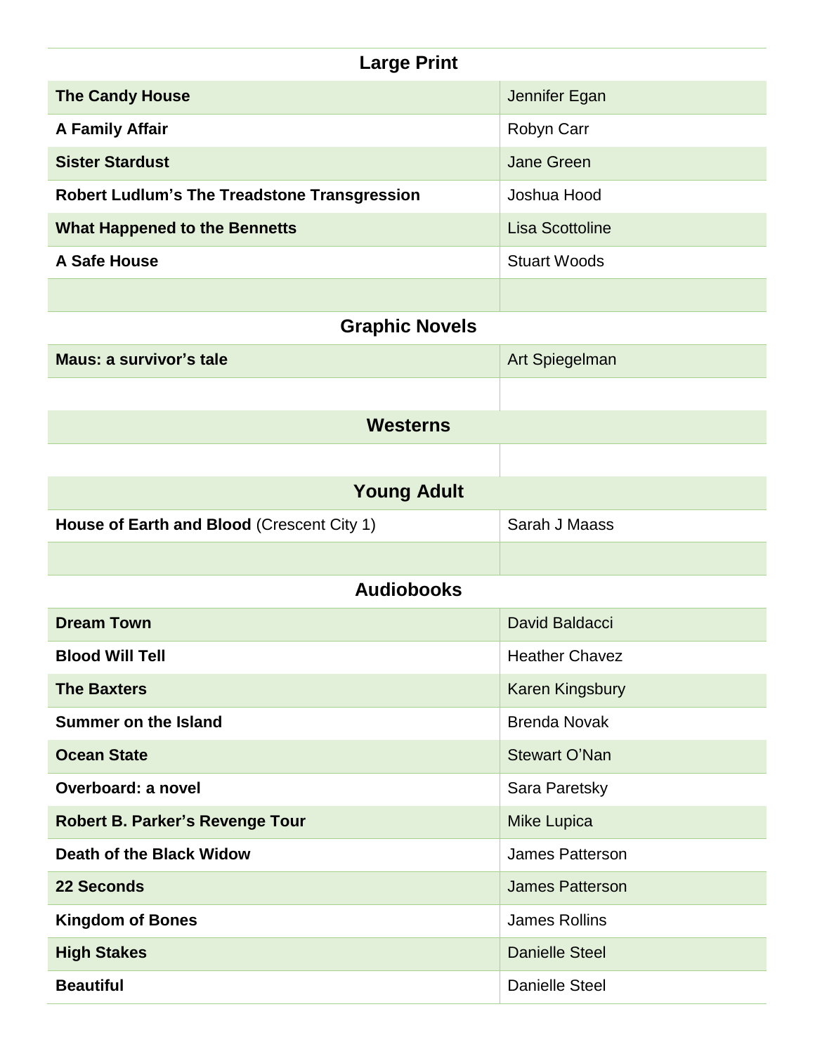## Large Print

| | |
|---|---|
| **The Candy House** | Jennifer Egan |
| **A Family Affair** | Robyn Carr |
| **Sister Stardust** | Jane Green |
| **Robert Ludlum's The Treadstone Transgression** | Joshua Hood |
| **What Happened to the Bennetts** | Lisa Scottoline |
| **A Safe House** | Stuart Woods |
| | |

## Graphic Novels

| | |
|---|---|
| **Maus: a survivor's tale** | Art Spiegelman |
| | |

## Westerns

| | |
|---|---|
| | |

## Young Adult

| | |
|---|---|
| **House of Earth and Blood** (Crescent City 1) | Sarah J Maass |
| | |

## Audiobooks

| | |
|---|---|
| **Dream Town** | David Baldacci |
| **Blood Will Tell** | Heather Chavez |
| **The Baxters** | Karen Kingsbury |
| **Summer on the Island** | Brenda Novak |
| **Ocean State** | Stewart O'Nan |
| **Overboard: a novel** | Sara Paretsky |
| **Robert B. Parker's Revenge Tour** | Mike Lupica |
| **Death of the Black Widow** | James Patterson |
| **22 Seconds** | James Patterson |
| **Kingdom of Bones** | James Rollins |
| **High Stakes** | Danielle Steel |
| **Beautiful** | Danielle Steel |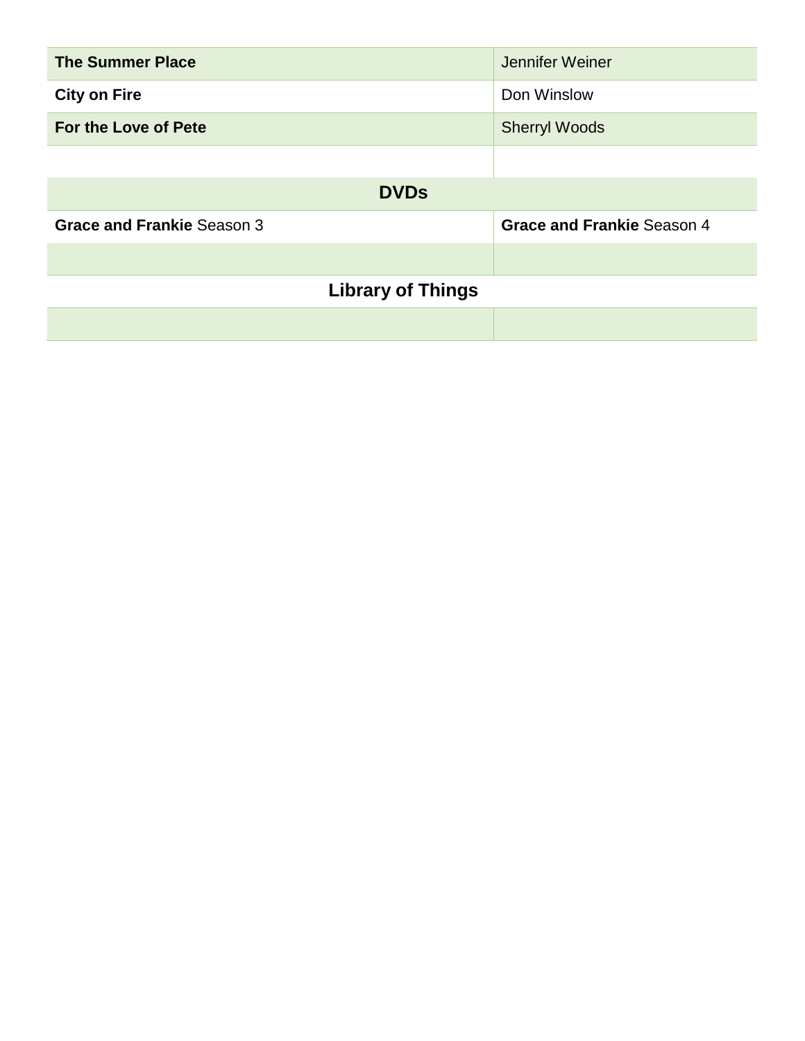| | |
|---|---|
| **The Summer Place** | Jennifer Weiner |
| **City on Fire** | Don Winslow |
| **For the Love of Pete** | Sherryl Woods |
| | |
| **DVDs** | |
| **Grace and Frankie** Season 3 | **Grace and Frankie** Season 4 |
| | |
| **Library of Things** | |
| | |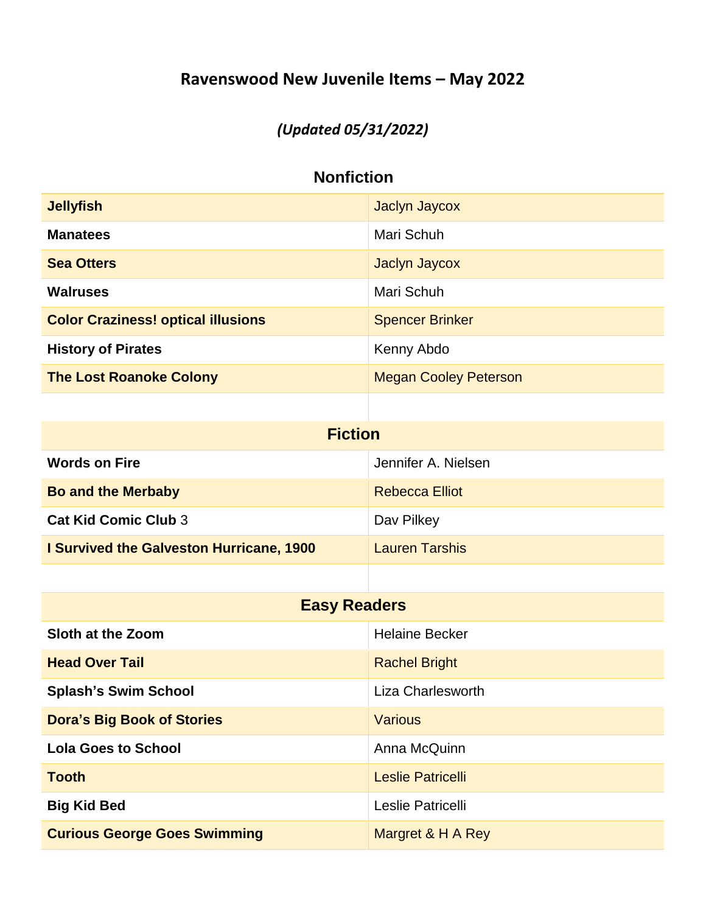# Ravenswood New Juvenile Items – May 2022

*(Updated 05/31/2022)*

## Nonfiction

| | |
|---|---|
| **Jellyfish** | Jaclyn Jaycox |
| **Manatees** | Mari Schuh |
| **Sea Otters** | Jaclyn Jaycox |
| **Walruses** | Mari Schuh |
| **Color Craziness! optical illusions** | Spencer Brinker |
| **History of Pirates** | Kenny Abdo |
| **The Lost Roanoke Colony** | Megan Cooley Peterson |

## Fiction

| | |
|---|---|
| **Words on Fire** | Jennifer A. Nielsen |
| **Bo and the Merbaby** | Rebecca Elliot |
| **Cat Kid Comic Club** 3 | Dav Pilkey |
| **I Survived the Galveston Hurricane, 1900** | Lauren Tarshis |

## Easy Readers

| | |
|---|---|
| **Sloth at the Zoom** | Helaine Becker |
| **Head Over Tail** | Rachel Bright |
| **Splash's Swim School** | Liza Charlesworth |
| **Dora's Big Book of Stories** | Various |
| **Lola Goes to School** | Anna McQuinn |
| **Tooth** | Leslie Patricelli |
| **Big Kid Bed** | Leslie Patricelli |
| **Curious George Goes Swimming** | Margret & H A Rey |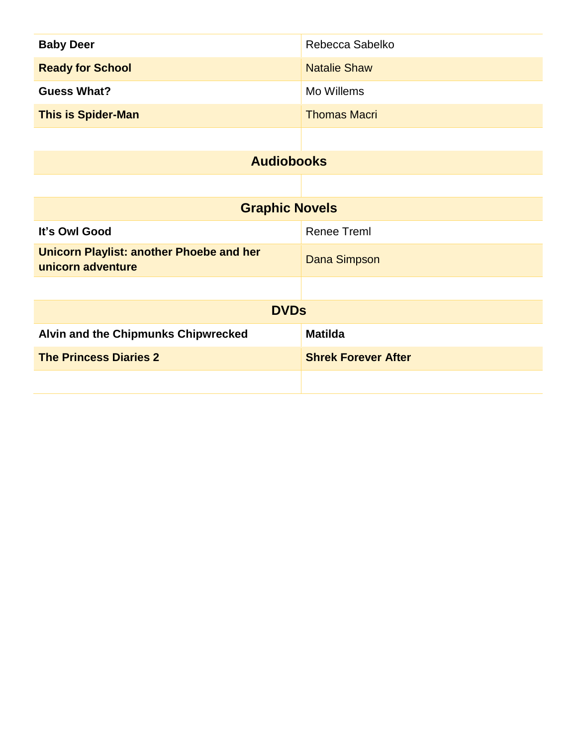| | |
|---|---|
| **Baby Deer** | Rebecca Sabelko |
| **Ready for School** | Natalie Shaw |
| **Guess What?** | Mo Willems |
| **This is Spider-Man** | Thomas Macri |
| | |
| **Audiobooks** | |
| | |
| **Graphic Novels** | |
| **It's Owl Good** | Renee Treml |
| **Unicorn Playlist: another Phoebe and her unicorn adventure** | Dana Simpson |
| | |
| **DVDs** | |
| **Alvin and the Chipmunks Chipwrecked** | **Matilda** |
| **The Princess Diaries 2** | **Shrek Forever After** |
| | |